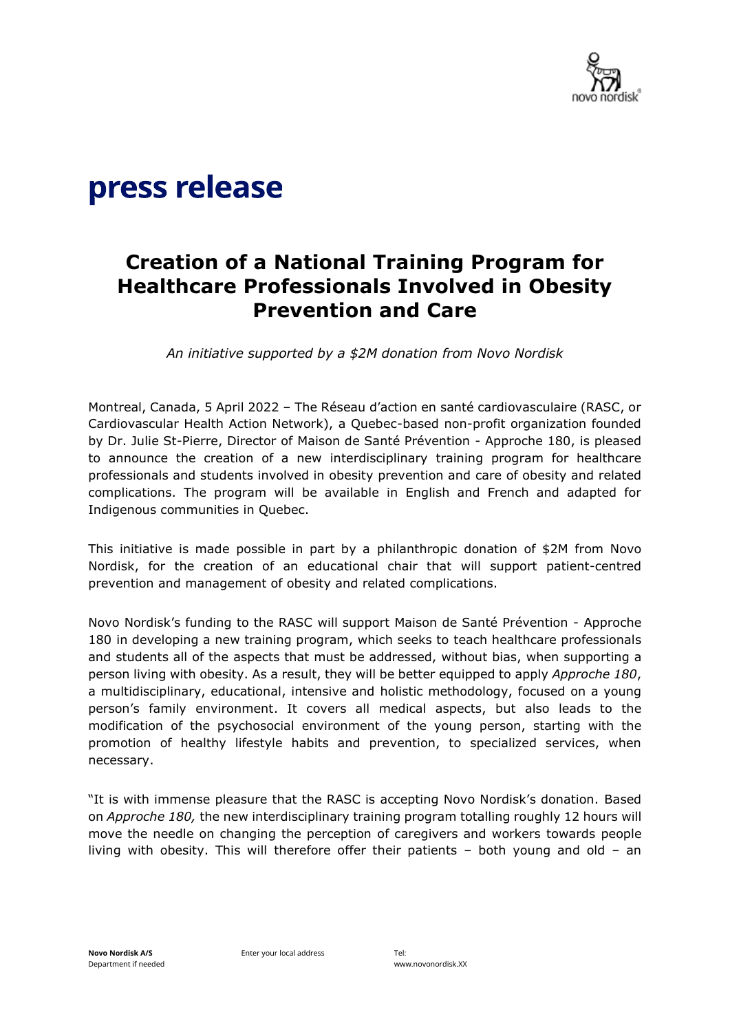# press release

## Creation of a National Training Program for Healthcare Professionals Involved in Obesity Prevention and Care

*An initiative supported by a $2M donation from Novo Nordisk*

Montreal, Canada, 5 April 2022 – The Réseau d'action en santé cardiovasculaire (RASC, or Cardiovascular Health Action Network), a Quebec-based non-profit organization founded by Dr. Julie St-Pierre, Director of Maison de Santé Prévention - Approche 180, is pleased to announce the creation of a new interdisciplinary training program for healthcare professionals and students involved in obesity prevention and care of obesity and related complications. The program will be available in English and French and adapted for Indigenous communities in Quebec.

This initiative is made possible in part by a philanthropic donation of $2M from Novo Nordisk, for the creation of an educational chair that will support patient-centred prevention and management of obesity and related complications.

Novo Nordisk's funding to the RASC will support Maison de Santé Prévention - Approche 180 in developing a new training program, which seeks to teach healthcare professionals and students all of the aspects that must be addressed, without bias, when supporting a person living with obesity. As a result, they will be better equipped to apply *Approche 180*, a multidisciplinary, educational, intensive and holistic methodology, focused on a young person's family environment. It covers all medical aspects, but also leads to the modification of the psychosocial environment of the young person, starting with the promotion of healthy lifestyle habits and prevention, to specialized services, when necessary.

"It is with immense pleasure that the RASC is accepting Novo Nordisk's donation. Based on *Approche 180,* the new interdisciplinary training program totalling roughly 12 hours will move the needle on changing the perception of caregivers and workers towards people living with obesity. This will therefore offer their patients – both young and old – an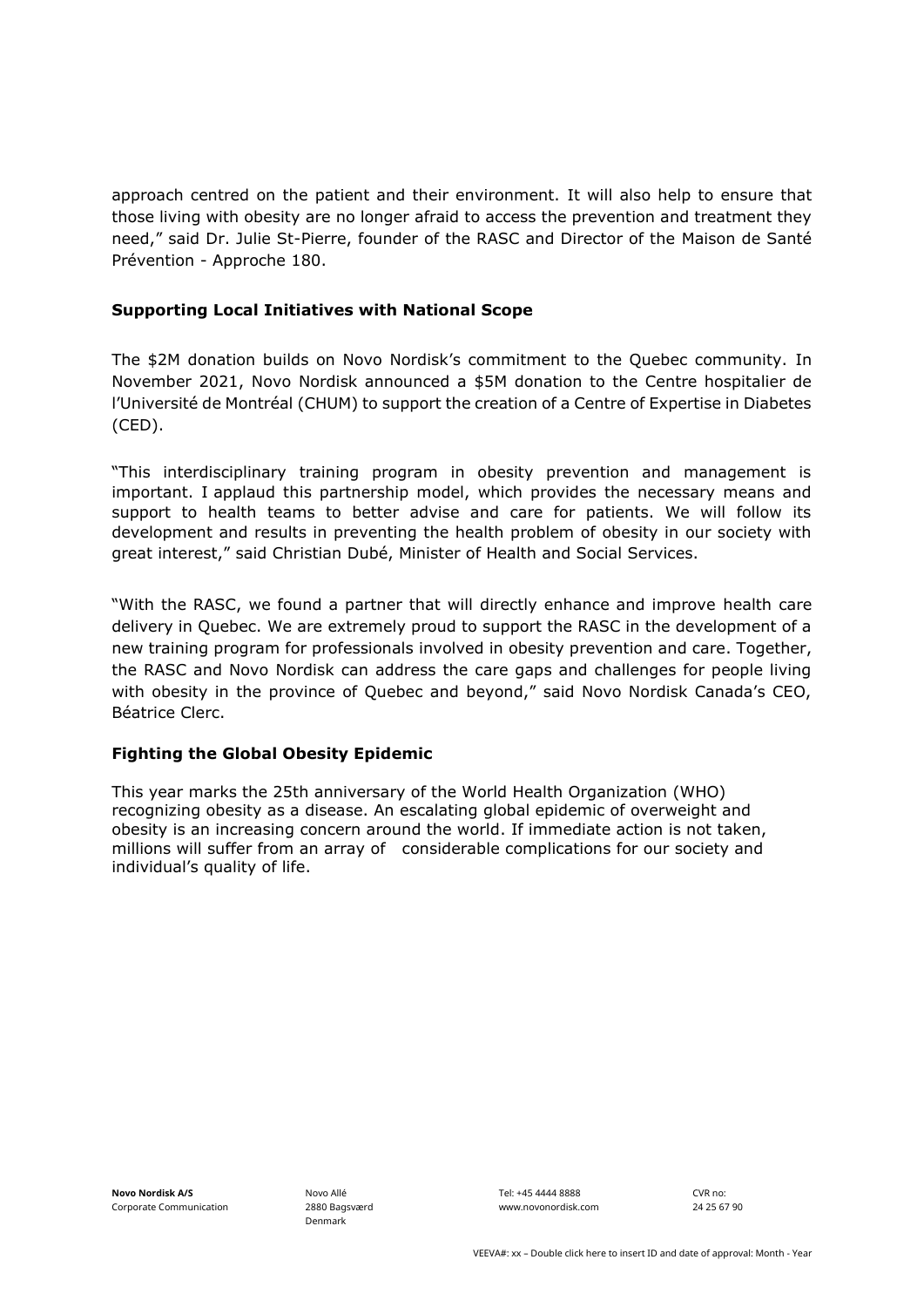approach centred on the patient and their environment. It will also help to ensure that those living with obesity are no longer afraid to access the prevention and treatment they need," said Dr. Julie St-Pierre, founder of the RASC and Director of the Maison de Santé Prévention - Approche 180.

**Supporting Local Initiatives with National Scope**

The $2M donation builds on Novo Nordisk's commitment to the Quebec community. In November 2021, Novo Nordisk announced a $5M donation to the Centre hospitalier de l'Université de Montréal (CHUM) to support the creation of a Centre of Expertise in Diabetes (CED).

"This interdisciplinary training program in obesity prevention and management is important. I applaud this partnership model, which provides the necessary means and support to health teams to better advise and care for patients. We will follow its development and results in preventing the health problem of obesity in our society with great interest," said Christian Dubé, Minister of Health and Social Services.

"With the RASC, we found a partner that will directly enhance and improve health care delivery in Quebec. We are extremely proud to support the RASC in the development of a new training program for professionals involved in obesity prevention and care. Together, the RASC and Novo Nordisk can address the care gaps and challenges for people living with obesity in the province of Quebec and beyond," said Novo Nordisk Canada's CEO, Béatrice Clerc.

**Fighting the Global Obesity Epidemic**

This year marks the 25th anniversary of the World Health Organization (WHO) recognizing obesity as a disease. An escalating global epidemic of overweight and obesity is an increasing concern around the world. If immediate action is not taken, millions will suffer from an array of considerable complications for our society and individual's quality of life.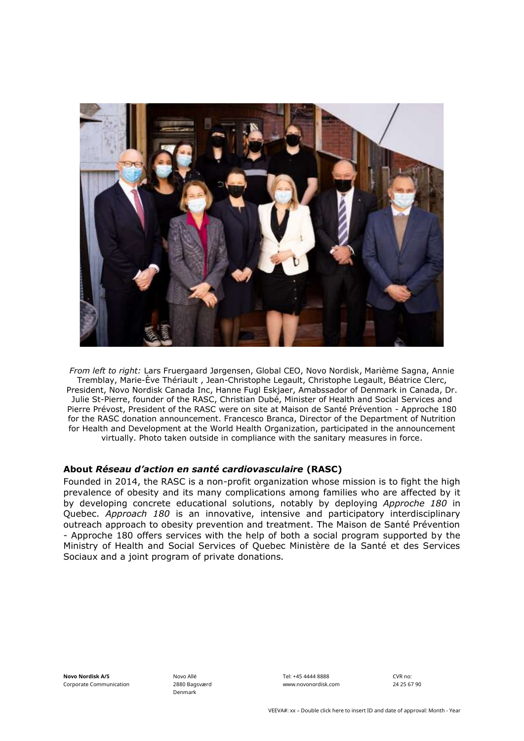*From left to right:* Lars Fruergaard Jørgensen, Global CEO, Novo Nordisk, Marième Sagna, Annie Tremblay, Marie-Ève Thériault , Jean-Christophe Legault, Christophe Legault, Béatrice Clerc, President, Novo Nordisk Canada Inc, Hanne Fugl Eskjaer, Amabssador of Denmark in Canada, Dr. Julie St-Pierre, founder of the RASC, Christian Dubé, Minister of Health and Social Services and Pierre Prévost, President of the RASC were on site at Maison de Santé Prévention - Approche 180 for the RASC donation announcement. Francesco Branca, Director of the Department of Nutrition for Health and Development at the World Health Organization, participated in the announcement virtually. Photo taken outside in compliance with the sanitary measures in force.

## About *Réseau d'action en santé cardiovasculaire* (RASC)

Founded in 2014, the RASC is a non-profit organization whose mission is to fight the high prevalence of obesity and its many complications among families who are affected by it by developing concrete educational solutions, notably by deploying *Approche 180* in Quebec. *Approach 180* is an innovative, intensive and participatory interdisciplinary outreach approach to obesity prevention and treatment. The Maison de Santé Prévention - Approche 180 offers services with the help of both a social program supported by the Ministry of Health and Social Services of Quebec Ministère de la Santé et des Services Sociaux and a joint program of private donations.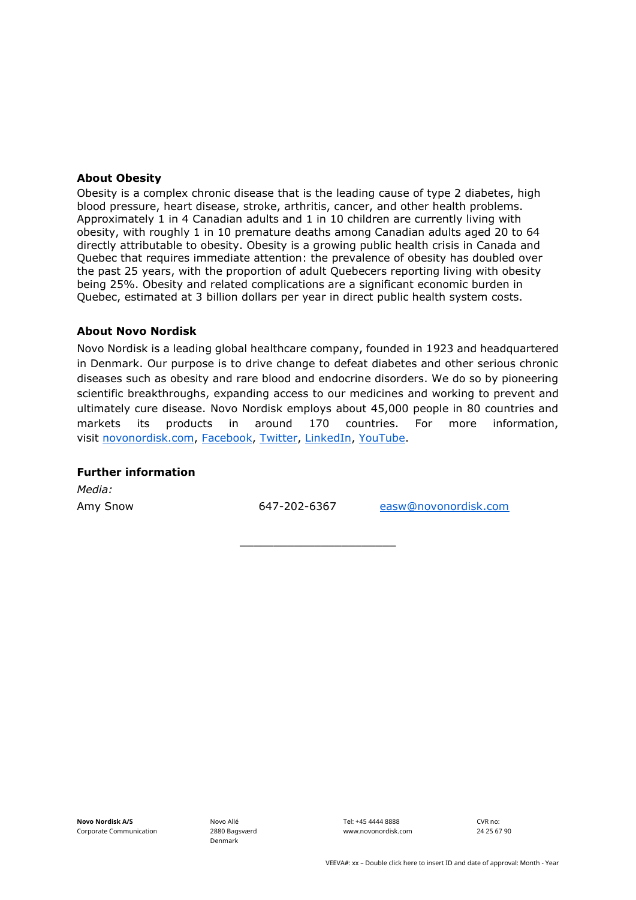**About Obesity**

Obesity is a complex chronic disease that is the leading cause of type 2 diabetes, high blood pressure, heart disease, stroke, arthritis, cancer, and other health problems. Approximately 1 in 4 Canadian adults and 1 in 10 children are currently living with obesity, with roughly 1 in 10 premature deaths among Canadian adults aged 20 to 64 directly attributable to obesity. Obesity is a growing public health crisis in Canada and Quebec that requires immediate attention: the prevalence of obesity has doubled over the past 25 years, with the proportion of adult Quebecers reporting living with obesity being 25%. Obesity and related complications are a significant economic burden in Quebec, estimated at 3 billion dollars per year in direct public health system costs.

**About Novo Nordisk**

Novo Nordisk is a leading global healthcare company, founded in 1923 and headquartered in Denmark. Our purpose is to drive change to defeat diabetes and other serious chronic diseases such as obesity and rare blood and endocrine disorders. We do so by pioneering scientific breakthroughs, expanding access to our medicines and working to prevent and ultimately cure disease. Novo Nordisk employs about 45,000 people in 80 countries and markets its products in around 170 countries. For more information, visit novonordisk.com, Facebook, Twitter, LinkedIn, YouTube.

**Further information**

*Media:*

| | | |
|---|---|---|
| Amy Snow | 647-202-6367 | easw@novonordisk.com |

\_\_\_\_\_\_\_\_\_\_\_\_\_\_\_\_\_\_\_\_\_\_\_\_

**Novo Nordisk A/S**
Corporate Communication

Novo Allé
2880 Bagsværd
Denmark

Tel: +45 4444 8888
www.novonordisk.com

CVR no:
24 25 67 90

VEEVA#: xx – Double click here to insert ID and date of approval: Month - Year